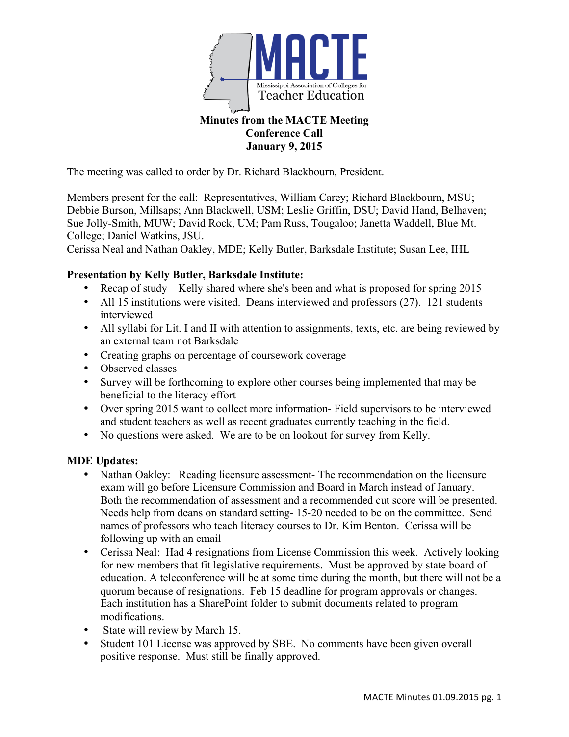MACTE

Mississippi Association of Colleges for Teacher Education

# Minutes from the MACTE Meeting
## Conference Call
## January 9, 2015

The meeting was called to order by Dr. Richard Blackbourn, President.

Members present for the call: Representatives, William Carey; Richard Blackbourn, MSU; Debbie Burson, Millsaps; Ann Blackwell, USM; Leslie Griffin, DSU; David Hand, Belhaven; Sue Jolly-Smith, MUW; David Rock, UM; Pam Russ, Tougaloo; Janetta Waddell, Blue Mt. College; Daniel Watkins, JSU.
Cerissa Neal and Nathan Oakley, MDE; Kelly Butler, Barksdale Institute; Susan Lee, IHL

**Presentation by Kelly Butler, Barksdale Institute:**

- Recap of study—Kelly shared where she's been and what is proposed for spring 2015
- All 15 institutions were visited. Deans interviewed and professors (27). 121 students interviewed
- All syllabi for Lit. I and II with attention to assignments, texts, etc. are being reviewed by an external team not Barksdale
- Creating graphs on percentage of coursework coverage
- Observed classes
- Survey will be forthcoming to explore other courses being implemented that may be beneficial to the literacy effort
- Over spring 2015 want to collect more information- Field supervisors to be interviewed and student teachers as well as recent graduates currently teaching in the field.
- No questions were asked. We are to be on lookout for survey from Kelly.

**MDE Updates:**

- Nathan Oakley: Reading licensure assessment- The recommendation on the licensure exam will go before Licensure Commission and Board in March instead of January. Both the recommendation of assessment and a recommended cut score will be presented. Needs help from deans on standard setting- 15-20 needed to be on the committee. Send names of professors who teach literacy courses to Dr. Kim Benton. Cerissa will be following up with an email
- Cerissa Neal: Had 4 resignations from License Commission this week. Actively looking for new members that fit legislative requirements. Must be approved by state board of education. A teleconference will be at some time during the month, but there will not be a quorum because of resignations. Feb 15 deadline for program approvals or changes. Each institution has a SharePoint folder to submit documents related to program modifications.
- State will review by March 15.
- Student 101 License was approved by SBE. No comments have been given overall positive response. Must still be finally approved.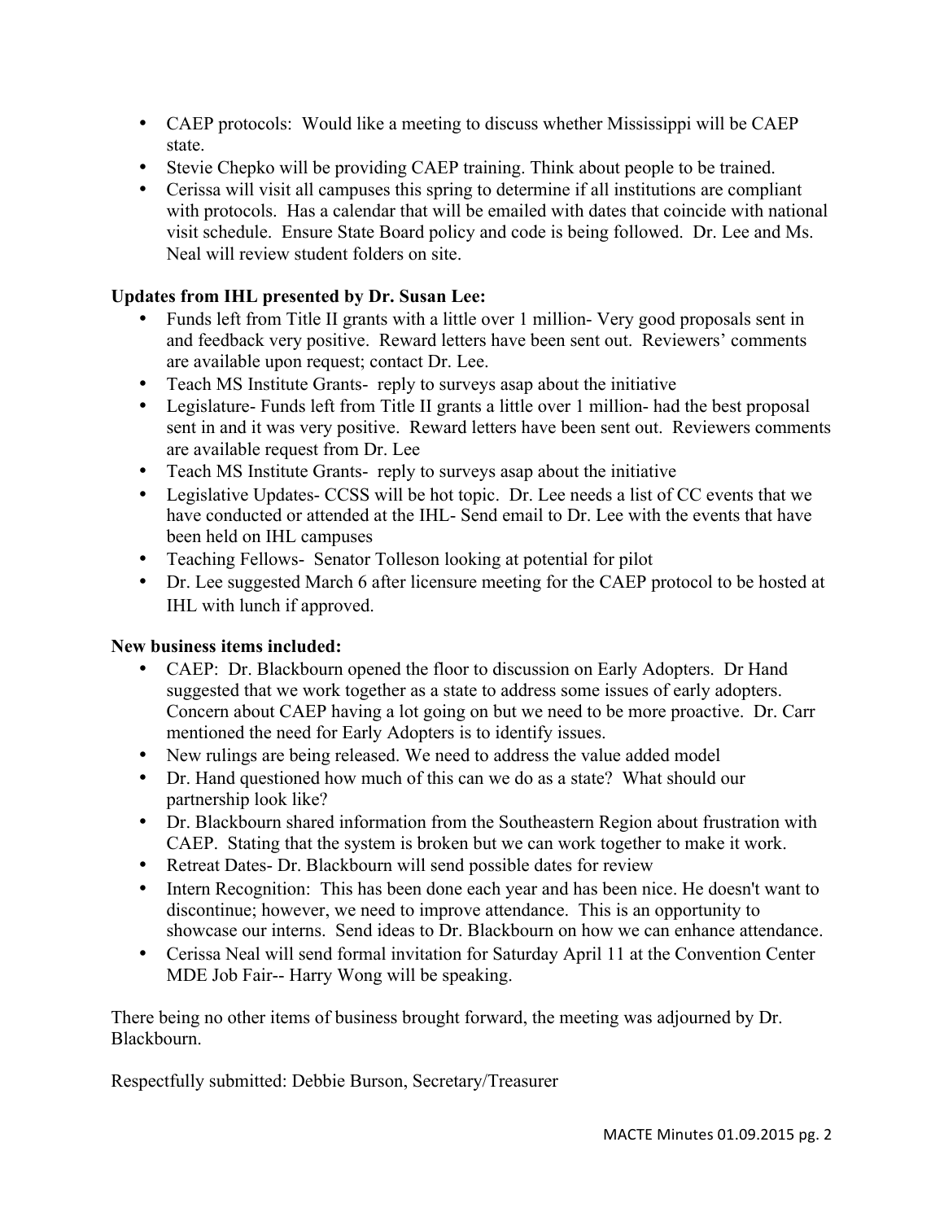- CAEP protocols: Would like a meeting to discuss whether Mississippi will be CAEP state.
- Stevie Chepko will be providing CAEP training. Think about people to be trained.
- Cerissa will visit all campuses this spring to determine if all institutions are compliant with protocols. Has a calendar that will be emailed with dates that coincide with national visit schedule. Ensure State Board policy and code is being followed. Dr. Lee and Ms. Neal will review student folders on site.

**Updates from IHL presented by Dr. Susan Lee:**

- Funds left from Title II grants with a little over 1 million- Very good proposals sent in and feedback very positive. Reward letters have been sent out. Reviewers' comments are available upon request; contact Dr. Lee.
- Teach MS Institute Grants- reply to surveys asap about the initiative
- Legislature- Funds left from Title II grants a little over 1 million- had the best proposal sent in and it was very positive. Reward letters have been sent out. Reviewers comments are available request from Dr. Lee
- Teach MS Institute Grants- reply to surveys asap about the initiative
- Legislative Updates- CCSS will be hot topic. Dr. Lee needs a list of CC events that we have conducted or attended at the IHL- Send email to Dr. Lee with the events that have been held on IHL campuses
- Teaching Fellows- Senator Tolleson looking at potential for pilot
- Dr. Lee suggested March 6 after licensure meeting for the CAEP protocol to be hosted at IHL with lunch if approved.

**New business items included:**

- CAEP: Dr. Blackbourn opened the floor to discussion on Early Adopters. Dr Hand suggested that we work together as a state to address some issues of early adopters. Concern about CAEP having a lot going on but we need to be more proactive. Dr. Carr mentioned the need for Early Adopters is to identify issues.
- New rulings are being released. We need to address the value added model
- Dr. Hand questioned how much of this can we do as a state? What should our partnership look like?
- Dr. Blackbourn shared information from the Southeastern Region about frustration with CAEP. Stating that the system is broken but we can work together to make it work.
- Retreat Dates- Dr. Blackbourn will send possible dates for review
- Intern Recognition: This has been done each year and has been nice. He doesn't want to discontinue; however, we need to improve attendance. This is an opportunity to showcase our interns. Send ideas to Dr. Blackbourn on how we can enhance attendance.
- Cerissa Neal will send formal invitation for Saturday April 11 at the Convention Center MDE Job Fair-- Harry Wong will be speaking.

There being no other items of business brought forward, the meeting was adjourned by Dr. Blackbourn.

Respectfully submitted: Debbie Burson, Secretary/Treasurer